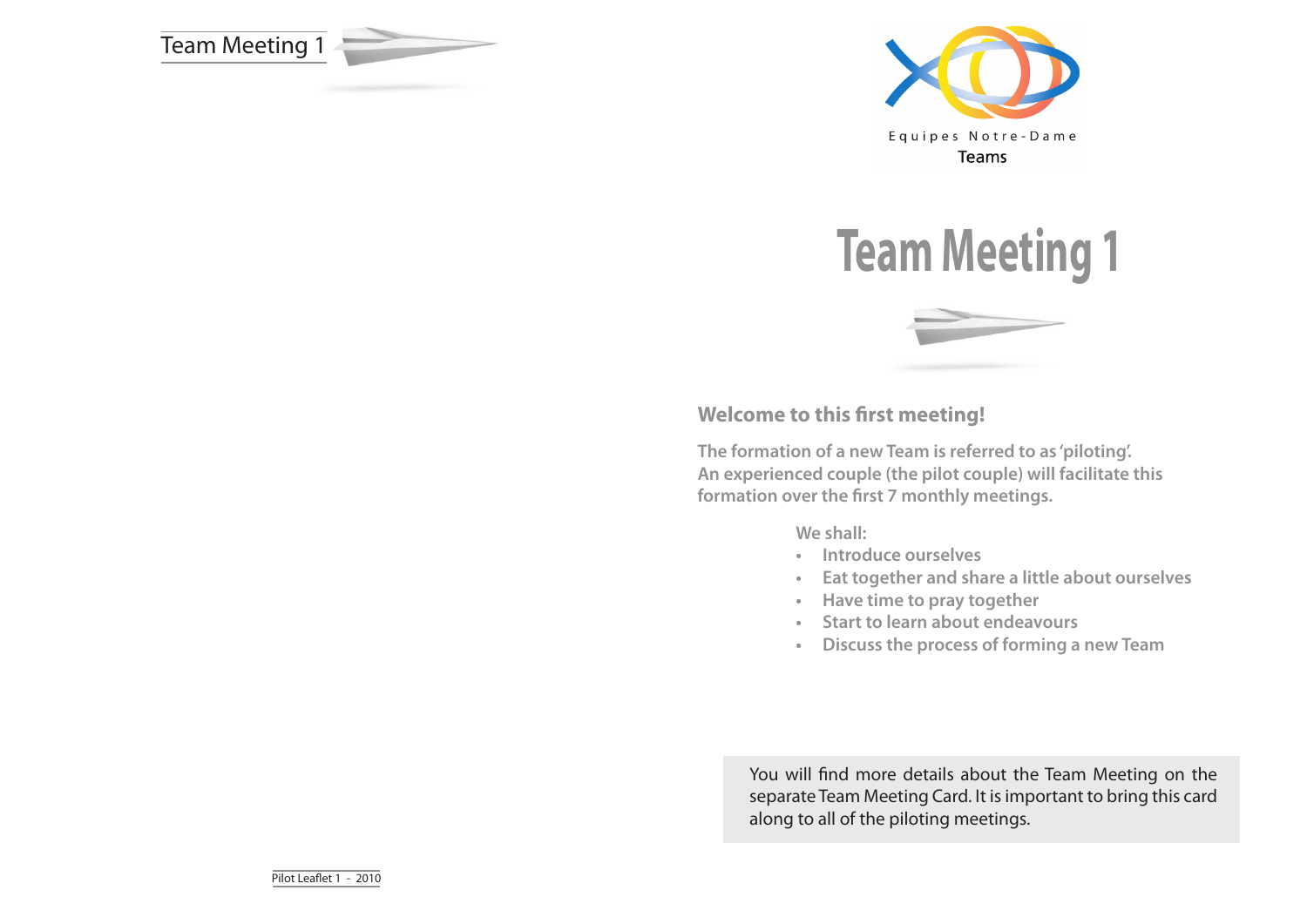Team Meeting 1

Equipes Notre-Dame

Teams

# Team Meeting 1

## Welcome to this first meeting!

**The formation of a new Team is referred to as 'piloting'. An experienced couple (the pilot couple) will facilitate this formation over the first 7 monthly meetings.**

**We shall:**

- **Introduce ourselves**
- **Eat together and share a little about ourselves**
- **Have time to pray together**
- **Start to learn about endeavours**
- **Discuss the process of forming a new Team**

You will find more details about the Team Meeting on the separate Team Meeting Card. It is important to bring this card along to all of the piloting meetings.

Pilot Leaflet 1 - 2010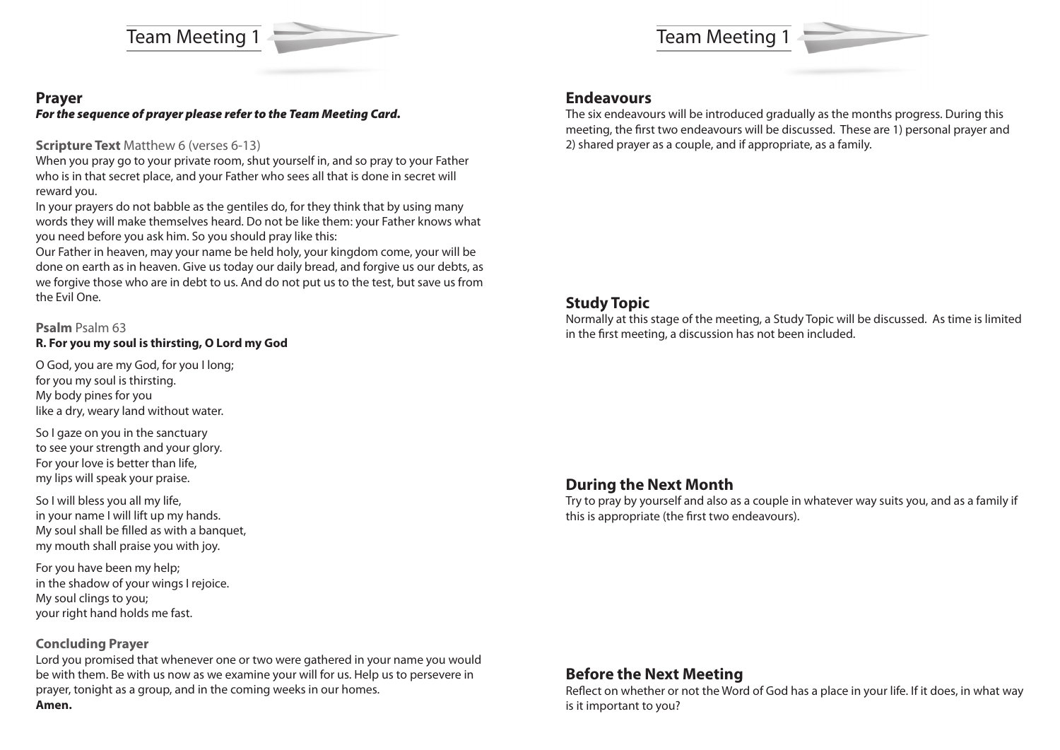# Team Meeting 1

## Prayer

***For the sequence of prayer please refer to the Team Meeting Card.***

**Scripture Text** Matthew 6 (verses 6-13)

When you pray go to your private room, shut yourself in, and so pray to your Father who is in that secret place, and your Father who sees all that is done in secret will reward you.

In your prayers do not babble as the gentiles do, for they think that by using many words they will make themselves heard. Do not be like them: your Father knows what you need before you ask him. So you should pray like this:

Our Father in heaven, may your name be held holy, your kingdom come, your will be done on earth as in heaven. Give us today our daily bread, and forgive us our debts, as we forgive those who are in debt to us. And do not put us to the test, but save us from the Evil One.

**Psalm** Psalm 63

**R. For you my soul is thirsting, O Lord my God**

O God, you are my God, for you I long;
for you my soul is thirsting.
My body pines for you
like a dry, weary land without water.

So I gaze on you in the sanctuary
to see your strength and your glory.
For your love is better than life,
my lips will speak your praise.

So I will bless you all my life,
in your name I will lift up my hands.
My soul shall be filled as with a banquet,
my mouth shall praise you with joy.

For you have been my help;
in the shadow of your wings I rejoice.
My soul clings to you;
your right hand holds me fast.

**Concluding Prayer**

Lord you promised that whenever one or two were gathered in your name you would be with them. Be with us now as we examine your will for us. Help us to persevere in prayer, tonight as a group, and in the coming weeks in our homes.

**Amen.**

## Endeavours

The six endeavours will be introduced gradually as the months progress. During this meeting, the first two endeavours will be discussed. These are 1) personal prayer and 2) shared prayer as a couple, and if appropriate, as a family.

## Study Topic

Normally at this stage of the meeting, a Study Topic will be discussed. As time is limited in the first meeting, a discussion has not been included.

## During the Next Month

Try to pray by yourself and also as a couple in whatever way suits you, and as a family if this is appropriate (the first two endeavours).

## Before the Next Meeting

Reflect on whether or not the Word of God has a place in your life. If it does, in what way is it important to you?